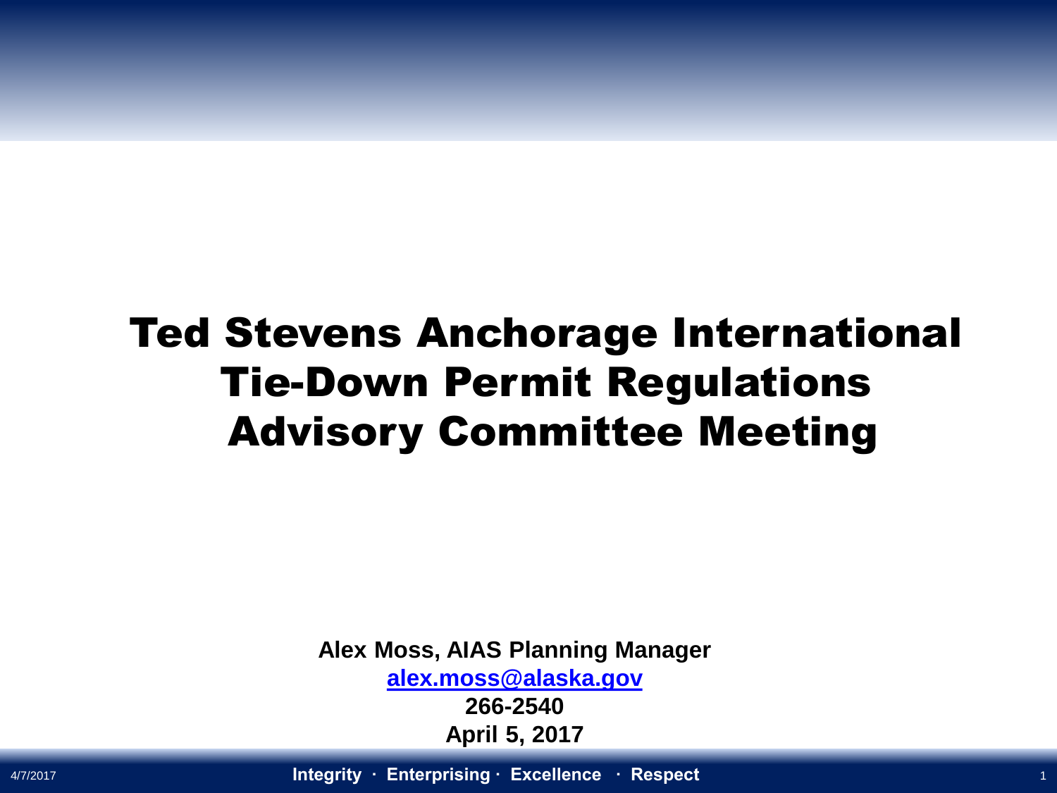# Ted Stevens Anchorage International Tie-Down Permit Regulations Advisory Committee Meeting

**Alex Moss, AIAS Planning Manager**

**alex.moss@alaska.gov**

**266-2540**

**April 5, 2017**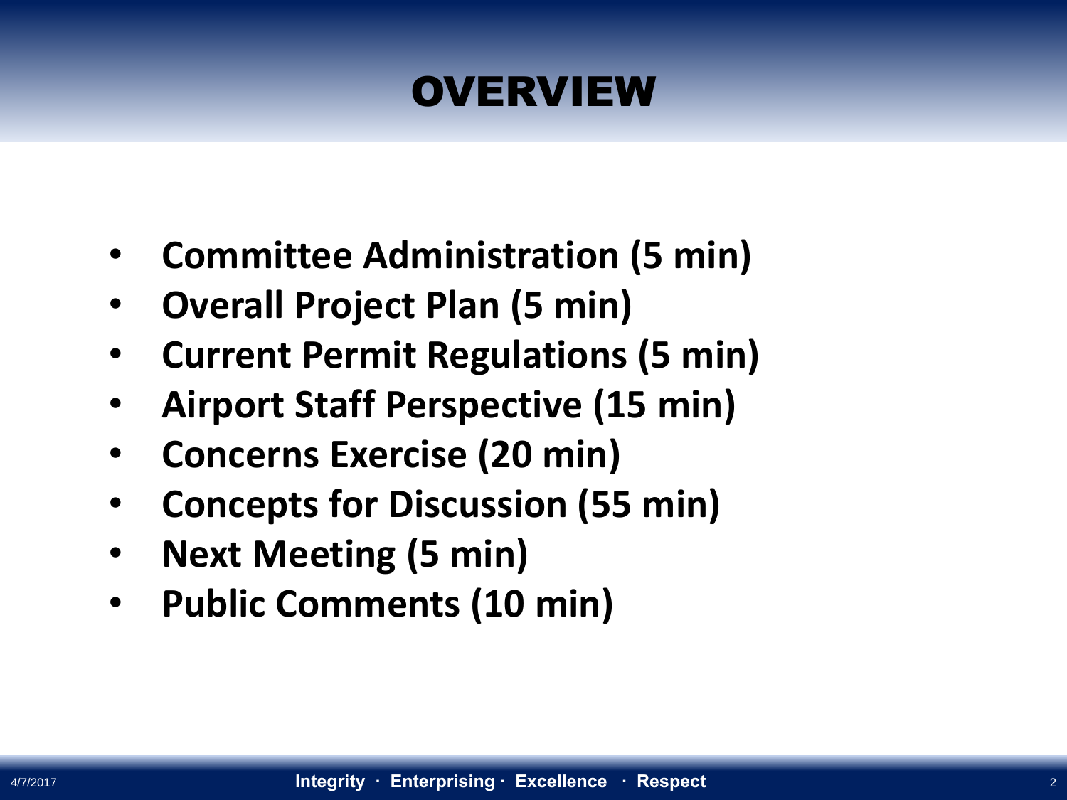# OVERVIEW

- **Committee Administration (5 min)**
- **Overall Project Plan (5 min)**
- **Current Permit Regulations (5 min)**
- **Airport Staff Perspective (15 min)**
- **Concerns Exercise (20 min)**
- **Concepts for Discussion (55 min)**
- **Next Meeting (5 min)**
- **Public Comments (10 min)**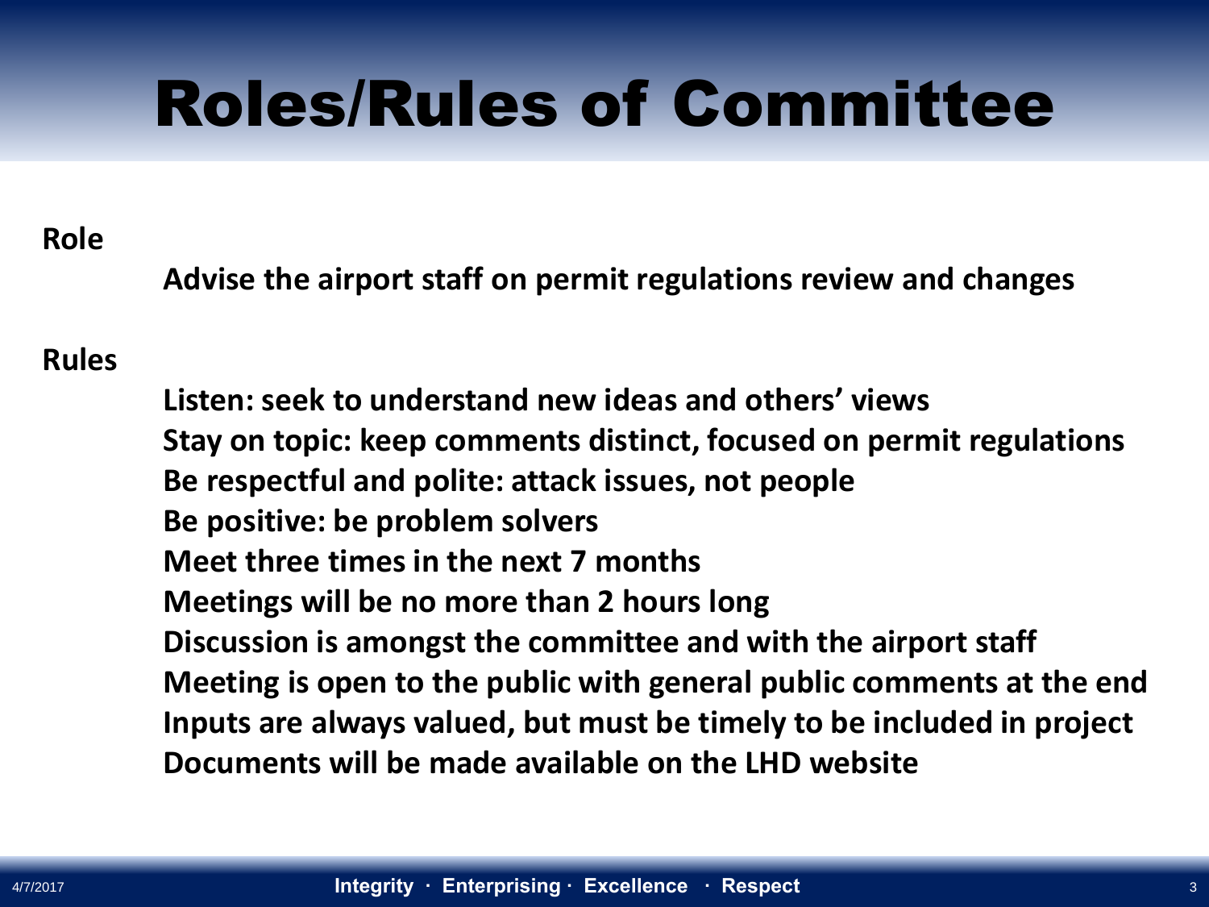# Roles/Rules of Committee

**Role**

**Advise the airport staff on permit regulations review and changes**

**Rules**

**Listen: seek to understand new ideas and others' views**
**Stay on topic: keep comments distinct, focused on permit regulations**
**Be respectful and polite: attack issues, not people**
**Be positive: be problem solvers**
**Meet three times in the next 7 months**
**Meetings will be no more than 2 hours long**
**Discussion is amongst the committee and with the airport staff**
**Meeting is open to the public with general public comments at the end**
**Inputs are always valued, but must be timely to be included in project**
**Documents will be made available on the LHD website**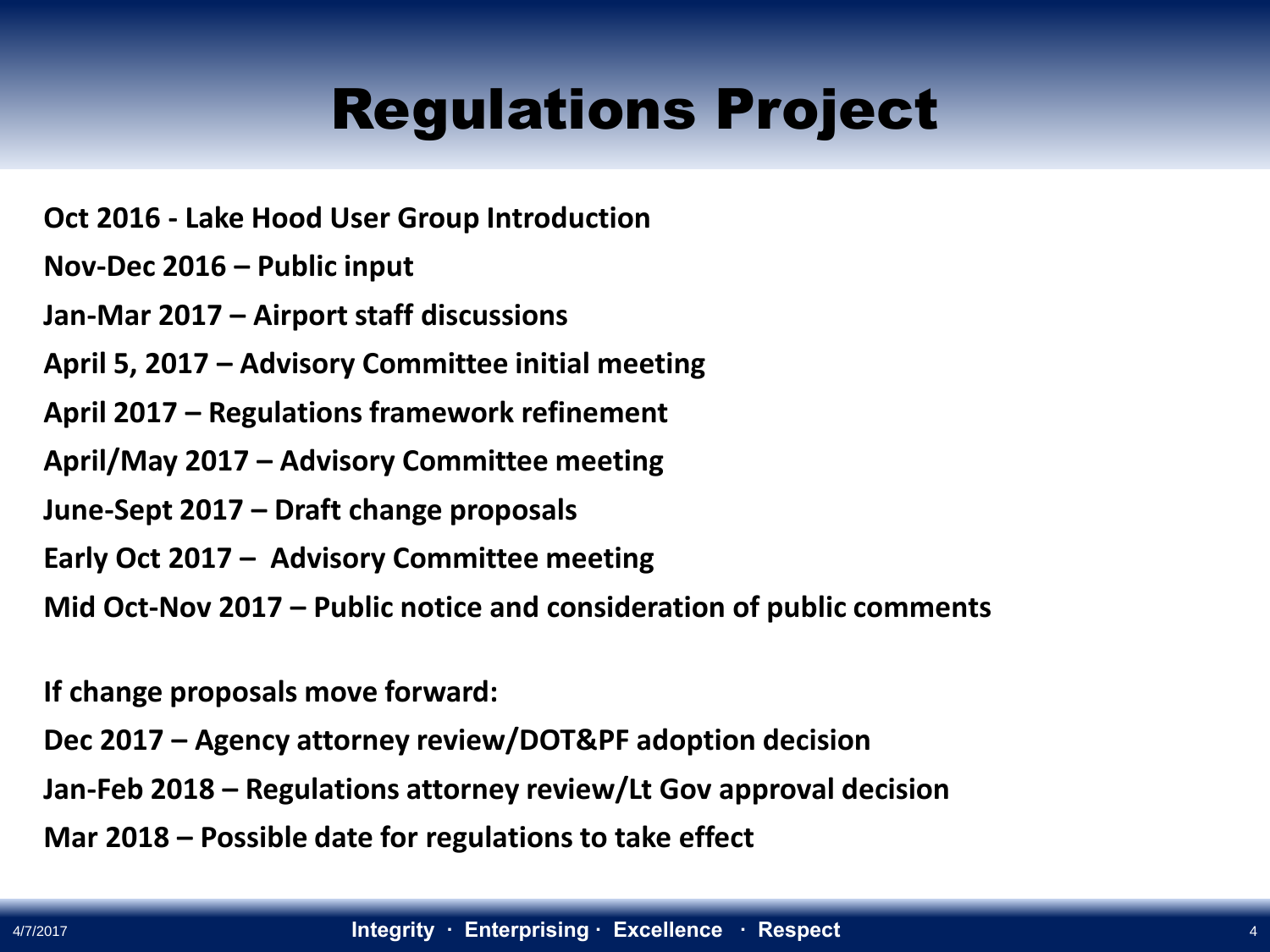# Regulations Project

**Oct 2016 - Lake Hood User Group Introduction**

**Nov-Dec 2016 – Public input**

**Jan-Mar 2017 – Airport staff discussions**

**April 5, 2017 – Advisory Committee initial meeting**

**April 2017 – Regulations framework refinement**

**April/May 2017 – Advisory Committee meeting**

**June-Sept 2017 – Draft change proposals**

**Early Oct 2017 – Advisory Committee meeting**

**Mid Oct-Nov 2017 – Public notice and consideration of public comments**

**If change proposals move forward:**

**Dec 2017 – Agency attorney review/DOT&PF adoption decision**

**Jan-Feb 2018 – Regulations attorney review/Lt Gov approval decision**

**Mar 2018 – Possible date for regulations to take effect**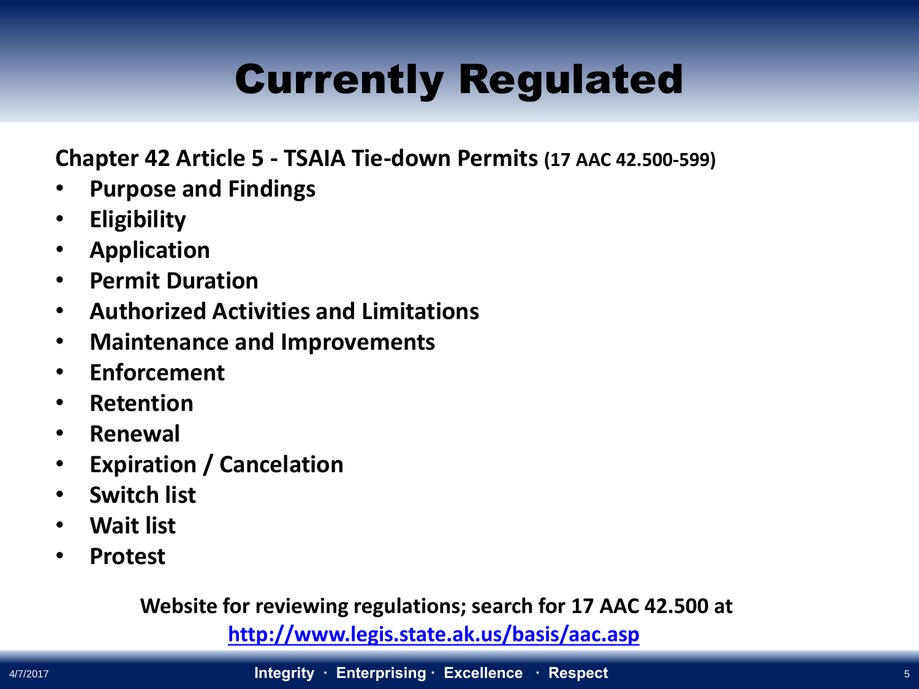# Currently Regulated

**Chapter 42 Article 5 - TSAIA Tie-down Permits (17 AAC 42.500-599)**

- **Purpose and Findings**
- **Eligibility**
- **Application**
- **Permit Duration**
- **Authorized Activities and Limitations**
- **Maintenance and Improvements**
- **Enforcement**
- **Retention**
- **Renewal**
- **Expiration / Cancelation**
- **Switch list**
- **Wait list**
- **Protest**

**Website for reviewing regulations; search for 17 AAC 42.500 at**
**http://www.legis.state.ak.us/basis/aac.asp**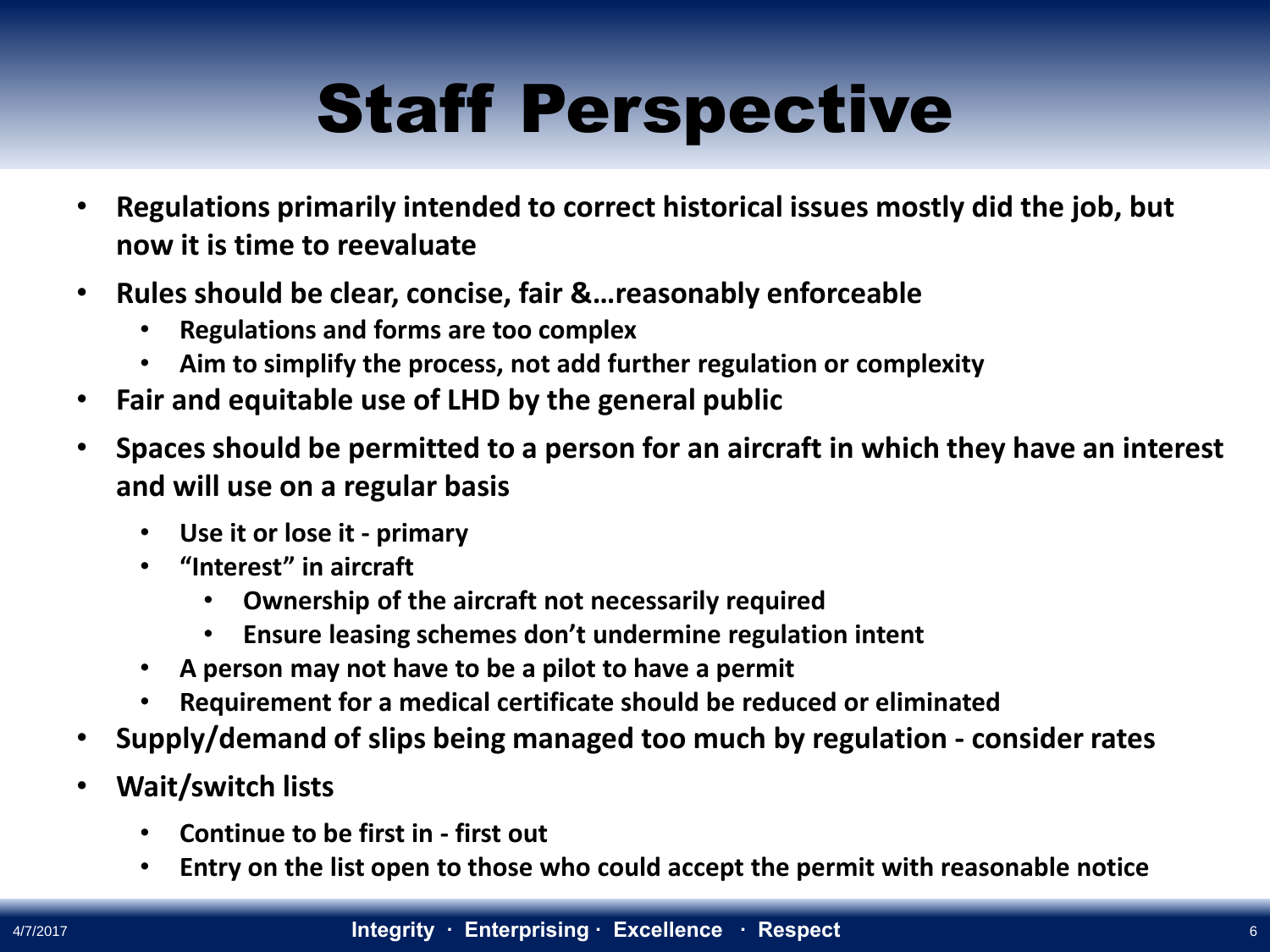# Staff Perspective

- **Regulations primarily intended to correct historical issues mostly did the job, but now it is time to reevaluate**
- **Rules should be clear, concise, fair &…reasonably enforceable**
  - **Regulations and forms are too complex**
  - **Aim to simplify the process, not add further regulation or complexity**
- **Fair and equitable use of LHD by the general public**
- **Spaces should be permitted to a person for an aircraft in which they have an interest and will use on a regular basis**
  - **Use it or lose it - primary**
  - **"Interest" in aircraft**
    - **Ownership of the aircraft not necessarily required**
    - **Ensure leasing schemes don't undermine regulation intent**
  - **A person may not have to be a pilot to have a permit**
  - **Requirement for a medical certificate should be reduced or eliminated**
- **Supply/demand of slips being managed too much by regulation - consider rates**
- **Wait/switch lists**
  - **Continue to be first in - first out**
  - **Entry on the list open to those who could accept the permit with reasonable notice**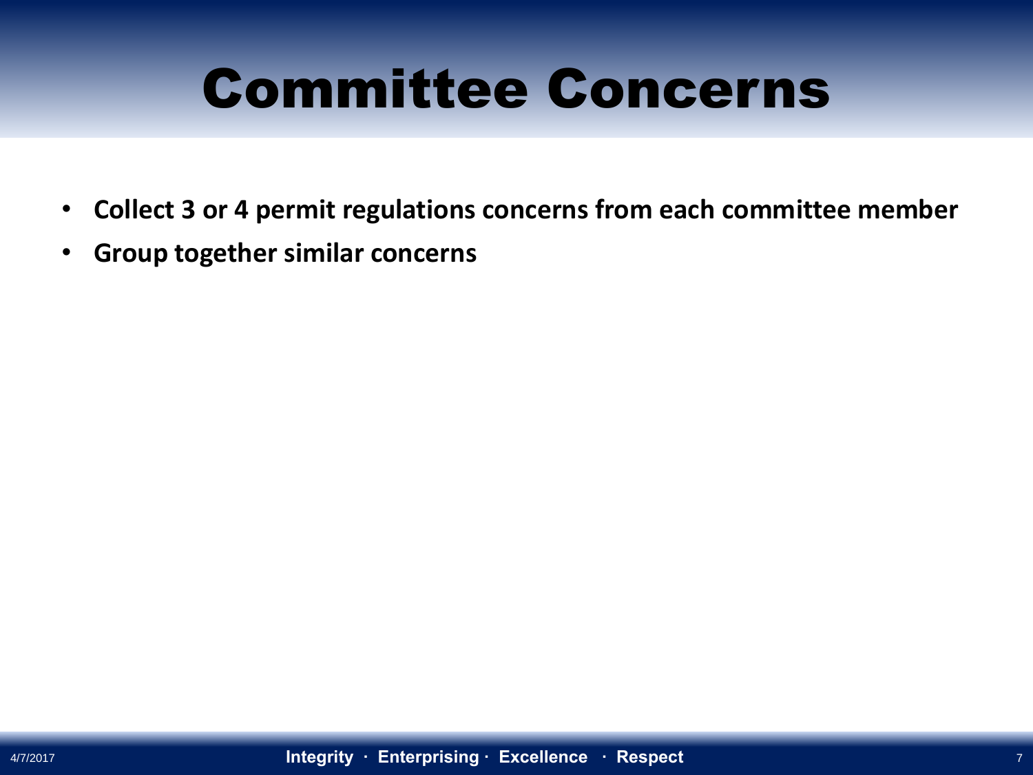# Committee Concerns

- **Collect 3 or 4 permit regulations concerns from each committee member**
- **Group together similar concerns**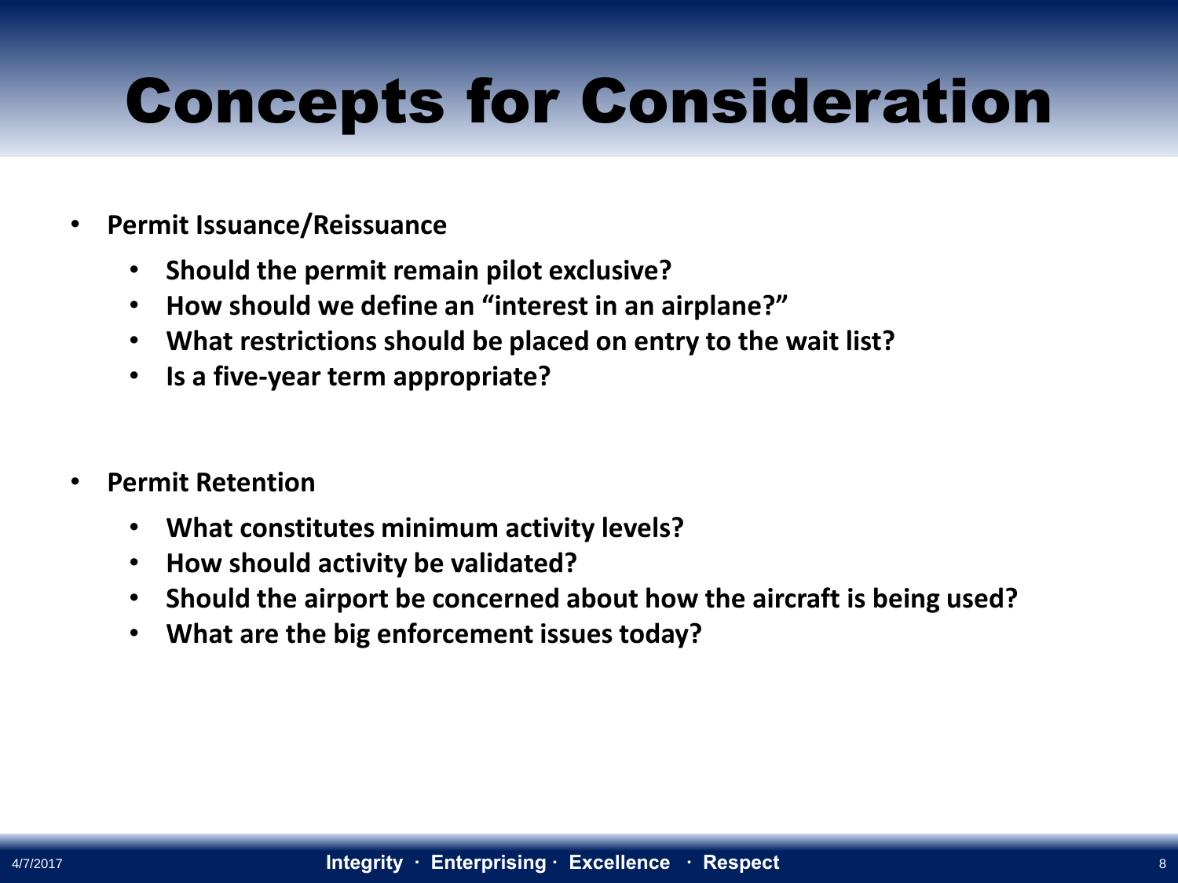# Concepts for Consideration

- **Permit Issuance/Reissuance**
  - **Should the permit remain pilot exclusive?**
  - **How should we define an "interest in an airplane?"**
  - **What restrictions should be placed on entry to the wait list?**
  - **Is a five-year term appropriate?**

- **Permit Retention**
  - **What constitutes minimum activity levels?**
  - **How should activity be validated?**
  - **Should the airport be concerned about how the aircraft is being used?**
  - **What are the big enforcement issues today?**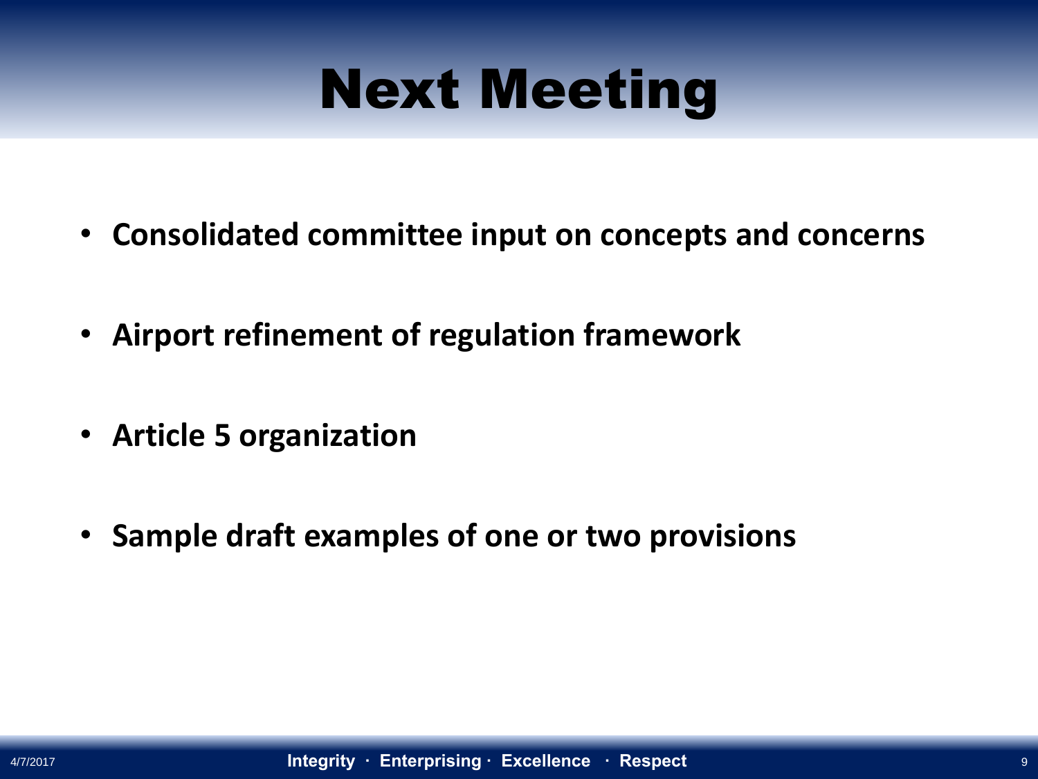# Next Meeting

- **Consolidated committee input on concepts and concerns**
- **Airport refinement of regulation framework**
- **Article 5 organization**
- **Sample draft examples of one or two provisions**